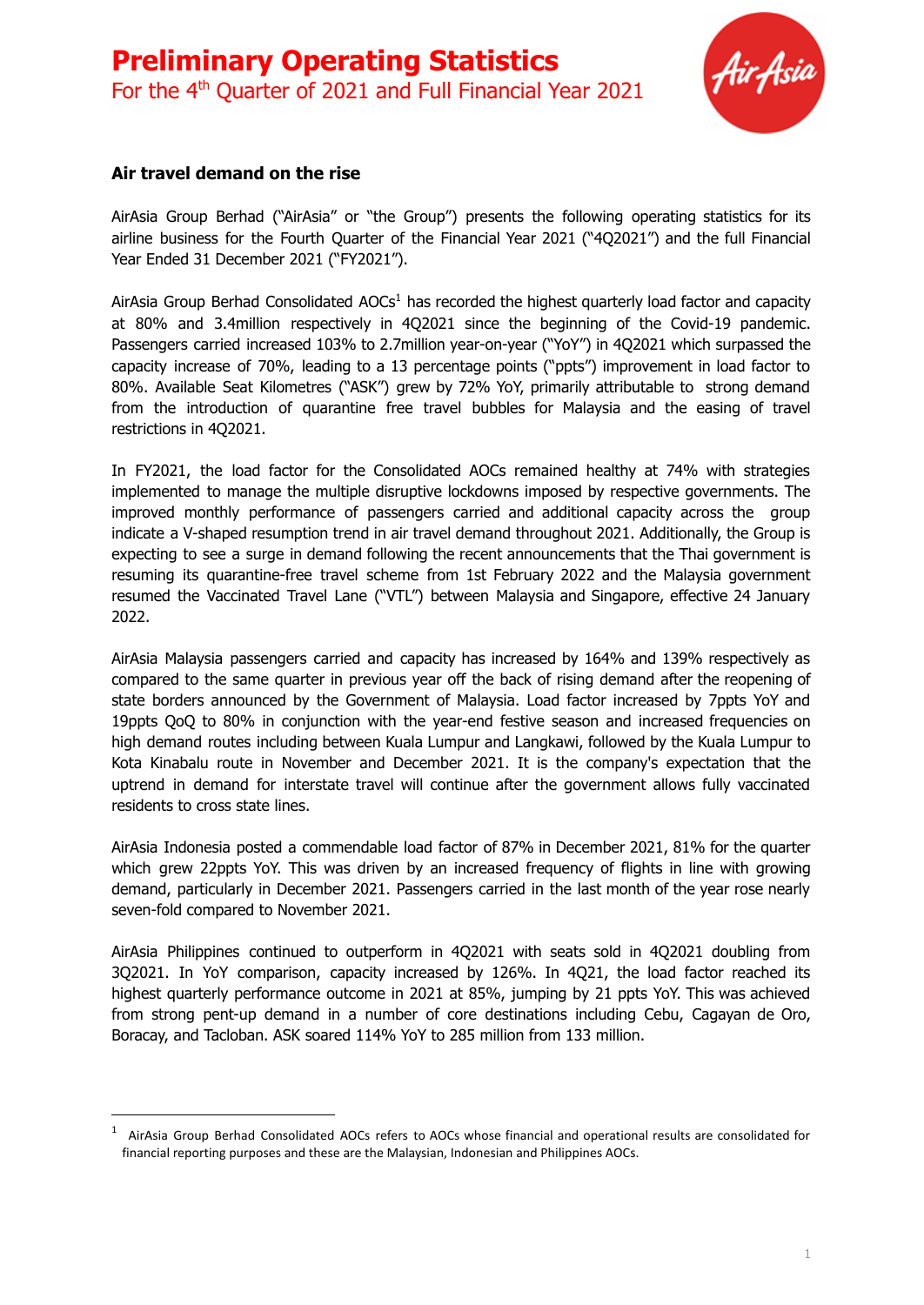# Preliminary Operating Statistics

For the 4th Quarter of 2021 and Full Financial Year 2021

## Air travel demand on the rise

AirAsia Group Berhad ("AirAsia" or "the Group") presents the following operating statistics for its airline business for the Fourth Quarter of the Financial Year 2021 ("4Q2021") and the full Financial Year Ended 31 December 2021 ("FY2021").

AirAsia Group Berhad Consolidated AOCs[1] has recorded the highest quarterly load factor and capacity at 80% and 3.4million respectively in 4Q2021 since the beginning of the Covid-19 pandemic. Passengers carried increased 103% to 2.7million year-on-year ("YoY") in 4Q2021 which surpassed the capacity increase of 70%, leading to a 13 percentage points ("ppts") improvement in load factor to 80%. Available Seat Kilometres ("ASK") grew by 72% YoY, primarily attributable to strong demand from the introduction of quarantine free travel bubbles for Malaysia and the easing of travel restrictions in 4Q2021.

In FY2021, the load factor for the Consolidated AOCs remained healthy at 74% with strategies implemented to manage the multiple disruptive lockdowns imposed by respective governments. The improved monthly performance of passengers carried and additional capacity across the group indicate a V-shaped resumption trend in air travel demand throughout 2021. Additionally, the Group is expecting to see a surge in demand following the recent announcements that the Thai government is resuming its quarantine-free travel scheme from 1st February 2022 and the Malaysia government resumed the Vaccinated Travel Lane ("VTL") between Malaysia and Singapore, effective 24 January 2022.

AirAsia Malaysia passengers carried and capacity has increased by 164% and 139% respectively as compared to the same quarter in previous year off the back of rising demand after the reopening of state borders announced by the Government of Malaysia. Load factor increased by 7ppts YoY and 19ppts QoQ to 80% in conjunction with the year-end festive season and increased frequencies on high demand routes including between Kuala Lumpur and Langkawi, followed by the Kuala Lumpur to Kota Kinabalu route in November and December 2021. It is the company's expectation that the uptrend in demand for interstate travel will continue after the government allows fully vaccinated residents to cross state lines.

AirAsia Indonesia posted a commendable load factor of 87% in December 2021, 81% for the quarter which grew 22ppts YoY. This was driven by an increased frequency of flights in line with growing demand, particularly in December 2021. Passengers carried in the last month of the year rose nearly seven-fold compared to November 2021.

AirAsia Philippines continued to outperform in 4Q2021 with seats sold in 4Q2021 doubling from 3Q2021. In YoY comparison, capacity increased by 126%. In 4Q21, the load factor reached its highest quarterly performance outcome in 2021 at 85%, jumping by 21 ppts YoY. This was achieved from strong pent-up demand in a number of core destinations including Cebu, Cagayan de Oro, Boracay, and Tacloban. ASK soared 114% YoY to 285 million from 133 million.

---

[1] AirAsia Group Berhad Consolidated AOCs refers to AOCs whose financial and operational results are consolidated for financial reporting purposes and these are the Malaysian, Indonesian and Philippines AOCs.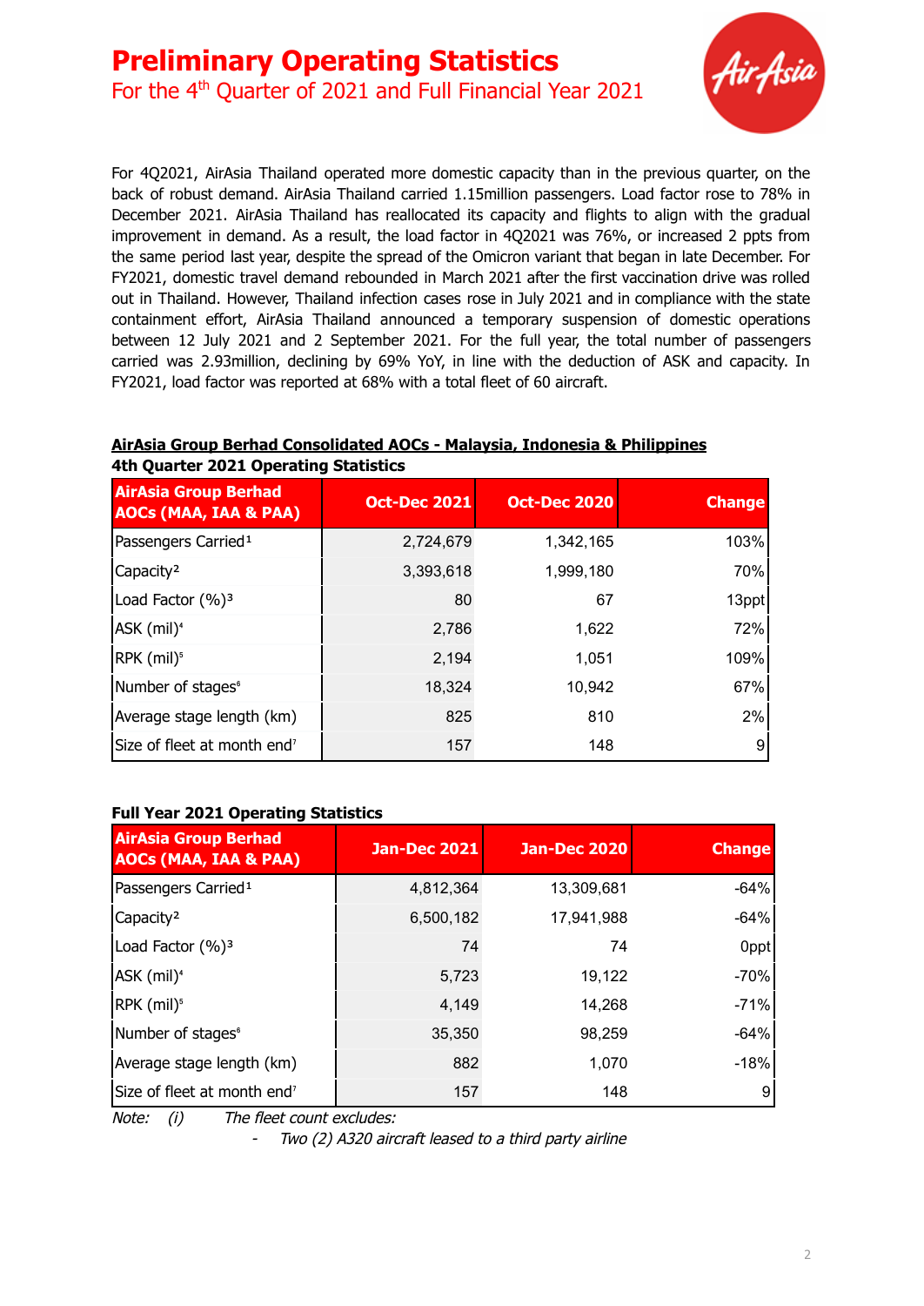# Preliminary Operating Statistics

For the 4th Quarter of 2021 and Full Financial Year 2021

For 4Q2021, AirAsia Thailand operated more domestic capacity than in the previous quarter, on the back of robust demand. AirAsia Thailand carried 1.15million passengers. Load factor rose to 78% in December 2021. AirAsia Thailand has reallocated its capacity and flights to align with the gradual improvement in demand. As a result, the load factor in 4Q2021 was 76%, or increased 2 ppts from the same period last year, despite the spread of the Omicron variant that began in late December. For FY2021, domestic travel demand rebounded in March 2021 after the first vaccination drive was rolled out in Thailand. However, Thailand infection cases rose in July 2021 and in compliance with the state containment effort, AirAsia Thailand announced a temporary suspension of domestic operations between 12 July 2021 and 2 September 2021. For the full year, the total number of passengers carried was 2.93million, declining by 69% YoY, in line with the deduction of ASK and capacity. In FY2021, load factor was reported at 68% with a total fleet of 60 aircraft.

**AirAsia Group Berhad Consolidated AOCs - Malaysia, Indonesia & Philippines**
**4th Quarter 2021 Operating Statistics**

| AirAsia Group Berhad AOCs (MAA, IAA & PAA) | Oct-Dec 2021 | Oct-Dec 2020 | Change |
|---|---|---|---|
| Passengers Carried[1] | 2,724,679 | 1,342,165 | 103% |
| Capacity[2] | 3,393,618 | 1,999,180 | 70% |
| Load Factor (%)[3] | 80 | 67 | 13ppt |
| ASK (mil)[4] | 2,786 | 1,622 | 72% |
| RPK (mil)[5] | 2,194 | 1,051 | 109% |
| Number of stages[6] | 18,324 | 10,942 | 67% |
| Average stage length (km) | 825 | 810 | 2% |
| Size of fleet at month end[7] | 157 | 148 | 9 |

**Full Year 2021 Operating Statistics**

| AirAsia Group Berhad AOCs (MAA, IAA & PAA) | Jan-Dec 2021 | Jan-Dec 2020 | Change |
|---|---|---|---|
| Passengers Carried[1] | 4,812,364 | 13,309,681 | -64% |
| Capacity[2] | 6,500,182 | 17,941,988 | -64% |
| Load Factor (%)[3] | 74 | 74 | 0ppt |
| ASK (mil)[4] | 5,723 | 19,122 | -70% |
| RPK (mil)[5] | 4,149 | 14,268 | -71% |
| Number of stages[6] | 35,350 | 98,259 | -64% |
| Average stage length (km) | 882 | 1,070 | -18% |
| Size of fleet at month end[7] | 157 | 148 | 9 |

*Note: (i) The fleet count excludes:*

- *Two (2) A320 aircraft leased to a third party airline*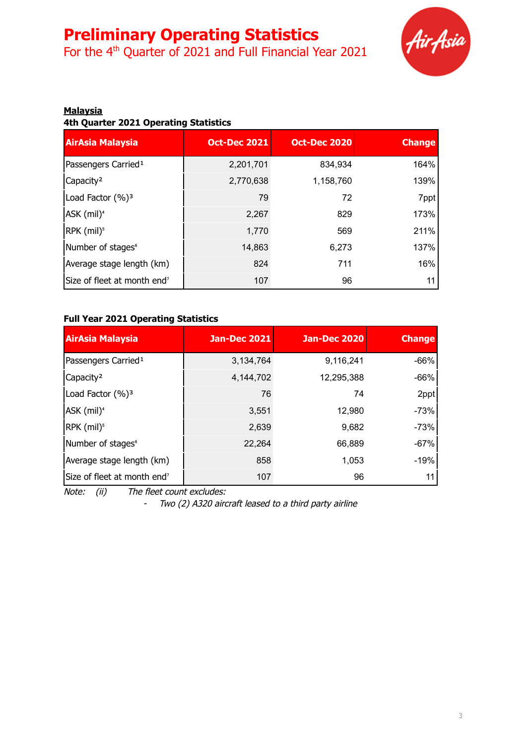# Preliminary Operating Statistics

For the 4th Quarter of 2021 and Full Financial Year 2021

**Malaysia**

**4th Quarter 2021 Operating Statistics**

| AirAsia Malaysia | Oct-Dec 2021 | Oct-Dec 2020 | Change |
|---|---|---|---|
| Passengers Carried[1] | 2,201,701 | 834,934 | 164% |
| Capacity[2] | 2,770,638 | 1,158,760 | 139% |
| Load Factor (%)[3] | 79 | 72 | 7ppt |
| ASK (mil)[4] | 2,267 | 829 | 173% |
| RPK (mil)[5] | 1,770 | 569 | 211% |
| Number of stages[6] | 14,863 | 6,273 | 137% |
| Average stage length (km) | 824 | 711 | 16% |
| Size of fleet at month end[7] | 107 | 96 | 11 |

**Full Year 2021 Operating Statistics**

| AirAsia Malaysia | Jan-Dec 2021 | Jan-Dec 2020 | Change |
|---|---|---|---|
| Passengers Carried[1] | 3,134,764 | 9,116,241 | -66% |
| Capacity[2] | 4,144,702 | 12,295,388 | -66% |
| Load Factor (%)[3] | 76 | 74 | 2ppt |
| ASK (mil)[4] | 3,551 | 12,980 | -73% |
| RPK (mil)[5] | 2,639 | 9,682 | -73% |
| Number of stages[6] | 22,264 | 66,889 | -67% |
| Average stage length (km) | 858 | 1,053 | -19% |
| Size of fleet at month end[7] | 107 | 96 | 11 |

*Note: (ii) The fleet count excludes:*

- *Two (2) A320 aircraft leased to a third party airline*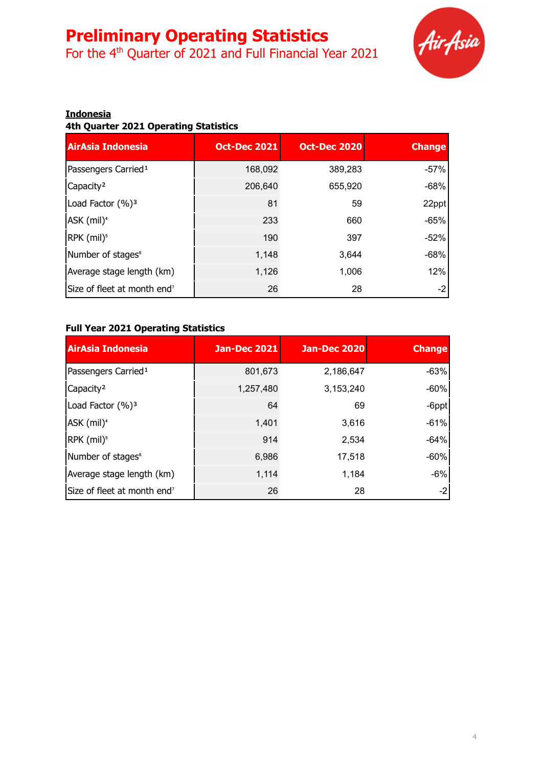# Preliminary Operating Statistics

For the 4th Quarter of 2021 and Full Financial Year 2021

**Indonesia**

**4th Quarter 2021 Operating Statistics**

| AirAsia Indonesia | Oct-Dec 2021 | Oct-Dec 2020 | Change |
|---|---|---|---|
| Passengers Carried[1] | 168,092 | 389,283 | -57% |
| Capacity[2] | 206,640 | 655,920 | -68% |
| Load Factor (%)[3] | 81 | 59 | 22ppt |
| ASK (mil)[4] | 233 | 660 | -65% |
| RPK (mil)[5] | 190 | 397 | -52% |
| Number of stages[6] | 1,148 | 3,644 | -68% |
| Average stage length (km) | 1,126 | 1,006 | 12% |
| Size of fleet at month end[7] | 26 | 28 | -2 |

**Full Year 2021 Operating Statistics**

| AirAsia Indonesia | Jan-Dec 2021 | Jan-Dec 2020 | Change |
|---|---|---|---|
| Passengers Carried[1] | 801,673 | 2,186,647 | -63% |
| Capacity[2] | 1,257,480 | 3,153,240 | -60% |
| Load Factor (%)[3] | 64 | 69 | -6ppt |
| ASK (mil)[4] | 1,401 | 3,616 | -61% |
| RPK (mil)[5] | 914 | 2,534 | -64% |
| Number of stages[6] | 6,986 | 17,518 | -60% |
| Average stage length (km) | 1,114 | 1,184 | -6% |
| Size of fleet at month end[7] | 26 | 28 | -2 |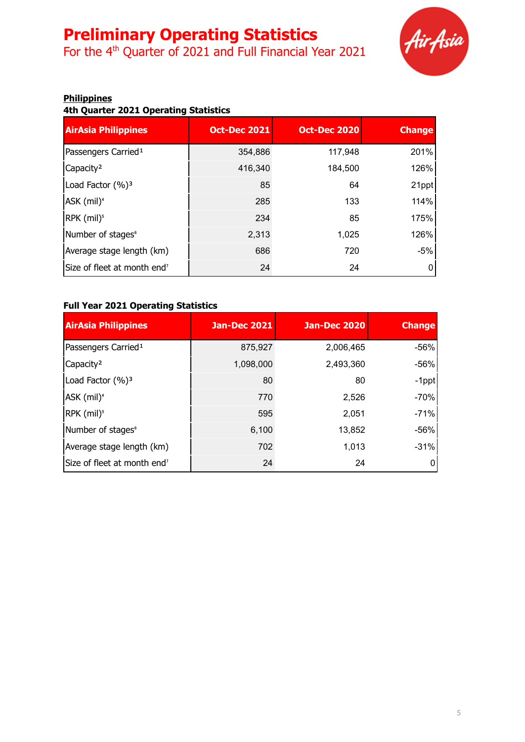# Preliminary Operating Statistics

For the 4th Quarter of 2021 and Full Financial Year 2021

**Philippines**

**4th Quarter 2021 Operating Statistics**

| AirAsia Philippines | Oct-Dec 2021 | Oct-Dec 2020 | Change |
|---|---|---|---|
| Passengers Carried[1] | 354,886 | 117,948 | 201% |
| Capacity[2] | 416,340 | 184,500 | 126% |
| Load Factor (%)[3] | 85 | 64 | 21ppt |
| ASK (mil)[4] | 285 | 133 | 114% |
| RPK (mil)[5] | 234 | 85 | 175% |
| Number of stages[6] | 2,313 | 1,025 | 126% |
| Average stage length (km) | 686 | 720 | -5% |
| Size of fleet at month end[7] | 24 | 24 | 0 |

**Full Year 2021 Operating Statistics**

| AirAsia Philippines | Jan-Dec 2021 | Jan-Dec 2020 | Change |
|---|---|---|---|
| Passengers Carried[1] | 875,927 | 2,006,465 | -56% |
| Capacity[2] | 1,098,000 | 2,493,360 | -56% |
| Load Factor (%)[3] | 80 | 80 | -1ppt |
| ASK (mil)[4] | 770 | 2,526 | -70% |
| RPK (mil)[5] | 595 | 2,051 | -71% |
| Number of stages[6] | 6,100 | 13,852 | -56% |
| Average stage length (km) | 702 | 1,013 | -31% |
| Size of fleet at month end[7] | 24 | 24 | 0 |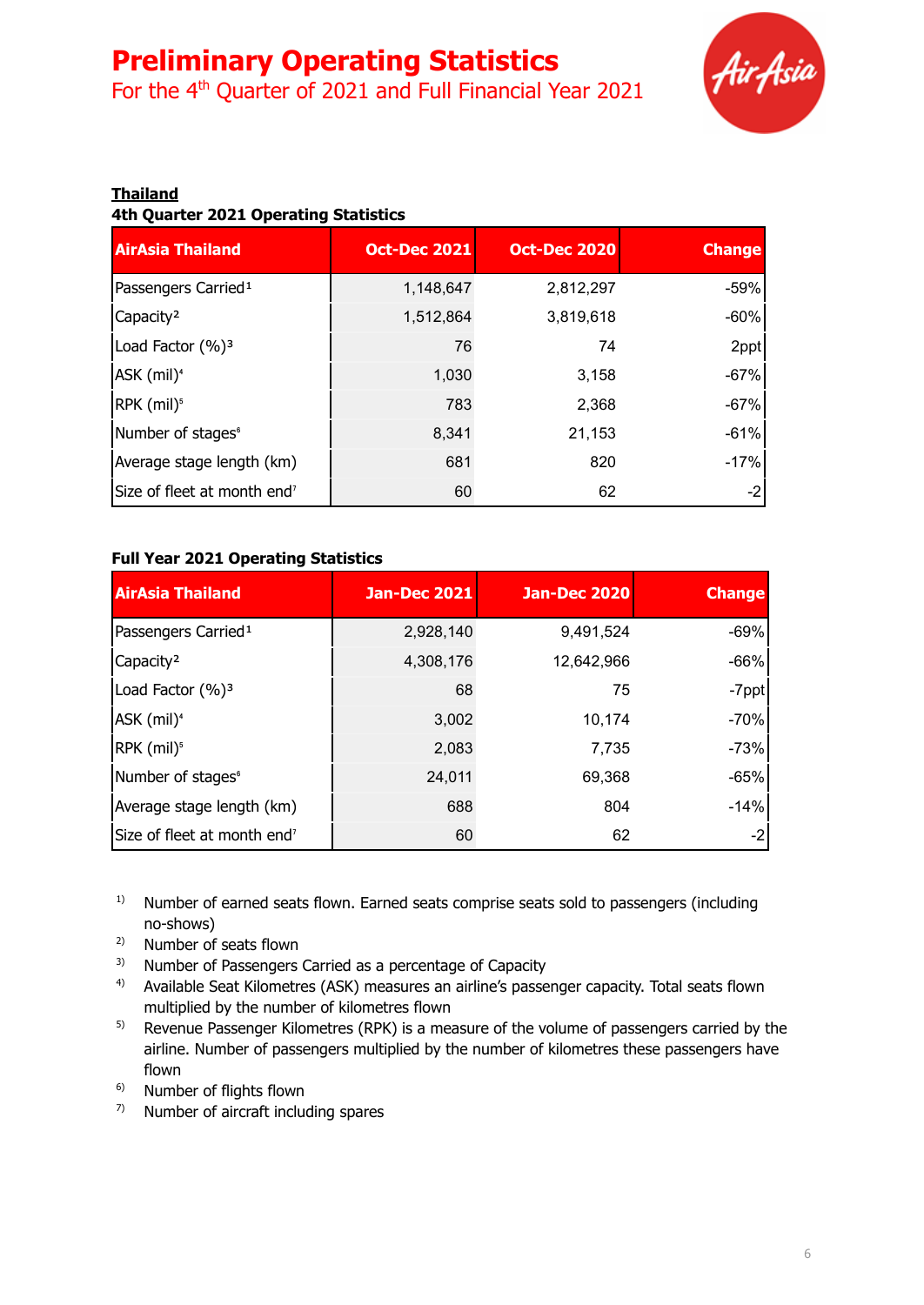# Preliminary Operating Statistics

For the 4th Quarter of 2021 and Full Financial Year 2021

**Thailand**

**4th Quarter 2021 Operating Statistics**

| AirAsia Thailand | Oct-Dec 2021 | Oct-Dec 2020 | Change |
|---|---|---|---|
| Passengers Carried[1] | 1,148,647 | 2,812,297 | -59% |
| Capacity[2] | 1,512,864 | 3,819,618 | -60% |
| Load Factor (%)[3] | 76 | 74 | 2ppt |
| ASK (mil)[4] | 1,030 | 3,158 | -67% |
| RPK (mil)[5] | 783 | 2,368 | -67% |
| Number of stages[6] | 8,341 | 21,153 | -61% |
| Average stage length (km) | 681 | 820 | -17% |
| Size of fleet at month end[7] | 60 | 62 | -2 |

**Full Year 2021 Operating Statistics**

| AirAsia Thailand | Jan-Dec 2021 | Jan-Dec 2020 | Change |
|---|---|---|---|
| Passengers Carried[1] | 2,928,140 | 9,491,524 | -69% |
| Capacity[2] | 4,308,176 | 12,642,966 | -66% |
| Load Factor (%)[3] | 68 | 75 | -7ppt |
| ASK (mil)[4] | 3,002 | 10,174 | -70% |
| RPK (mil)[5] | 2,083 | 7,735 | -73% |
| Number of stages[6] | 24,011 | 69,368 | -65% |
| Average stage length (km) | 688 | 804 | -14% |
| Size of fleet at month end[7] | 60 | 62 | -2 |

1) Number of earned seats flown. Earned seats comprise seats sold to passengers (including no-shows)
2) Number of seats flown
3) Number of Passengers Carried as a percentage of Capacity
4) Available Seat Kilometres (ASK) measures an airline's passenger capacity. Total seats flown multiplied by the number of kilometres flown
5) Revenue Passenger Kilometres (RPK) is a measure of the volume of passengers carried by the airline. Number of passengers multiplied by the number of kilometres these passengers have flown
6) Number of flights flown
7) Number of aircraft including spares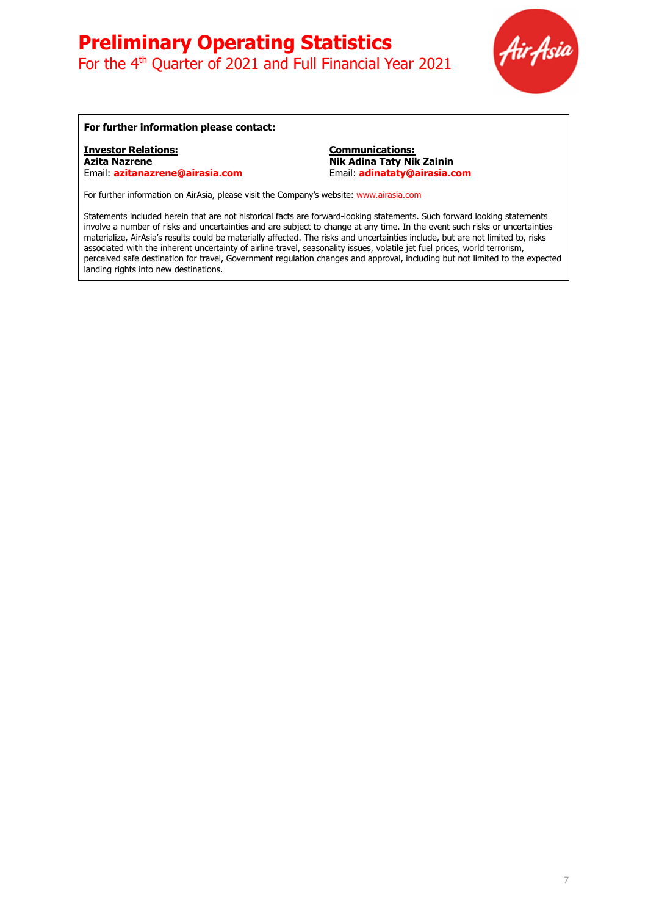# Preliminary Operating Statistics

For the 4th Quarter of 2021 and Full Financial Year 2021

**For further information please contact:**

**Investor Relations:**
**Azita Nazrene**
Email: **azitanazrene@airasia.com**

**Communications:**
**Nik Adina Taty Nik Zainin**
Email: **adinataty@airasia.com**

For further information on AirAsia, please visit the Company's website: www.airasia.com

Statements included herein that are not historical facts are forward-looking statements. Such forward looking statements involve a number of risks and uncertainties and are subject to change at any time. In the event such risks or uncertainties materialize, AirAsia's results could be materially affected. The risks and uncertainties include, but are not limited to, risks associated with the inherent uncertainty of airline travel, seasonality issues, volatile jet fuel prices, world terrorism, perceived safe destination for travel, Government regulation changes and approval, including but not limited to the expected landing rights into new destinations.